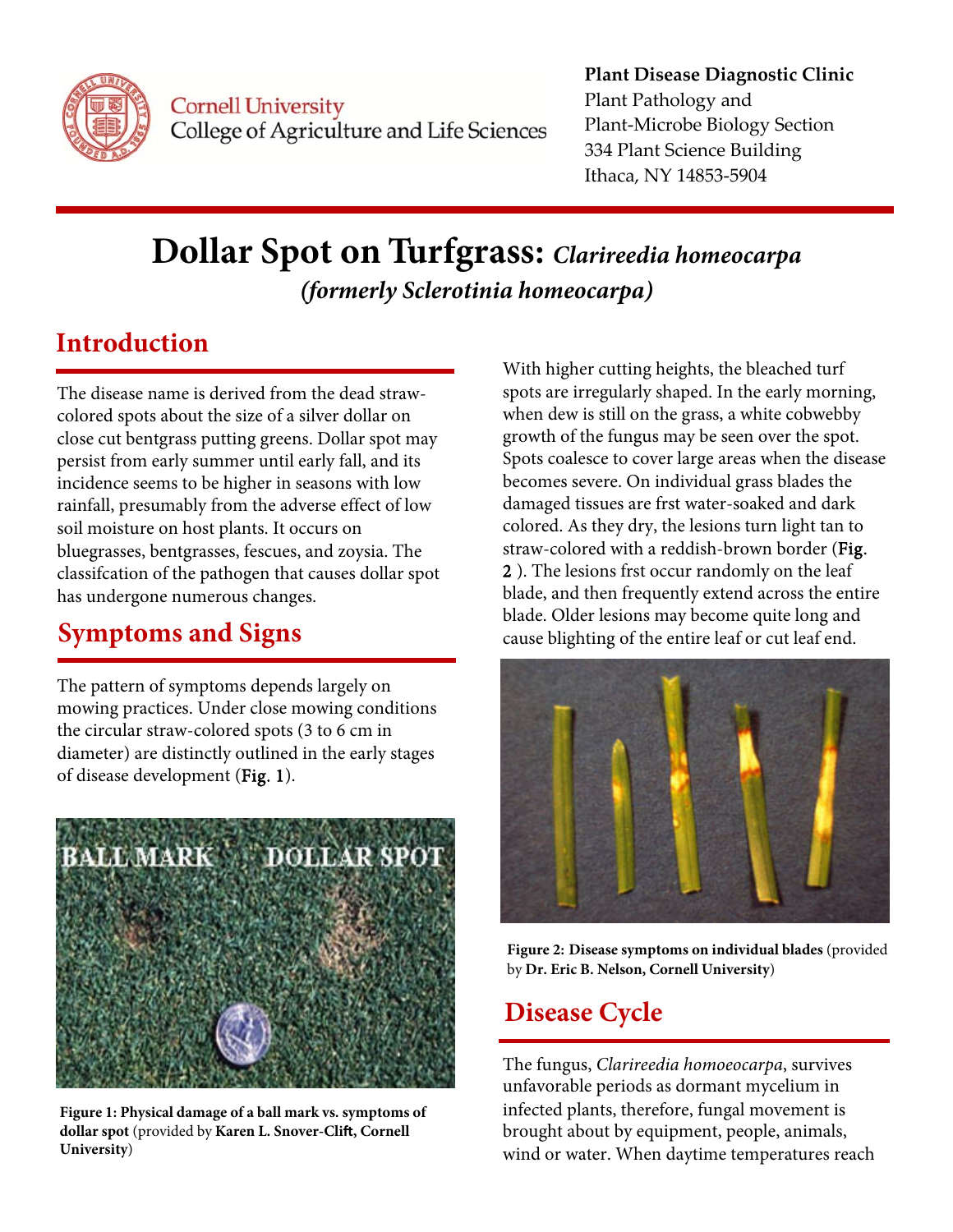Cornell University
College of Agriculture and Life Sciences

**Plant Disease Diagnostic Clinic**
Plant Pathology and
Plant-Microbe Biology Section
334 Plant Science Building
Ithaca, NY 14853-5904

# Dollar Spot on Turfgrass: *Clarireedia homeocarpa* *(formerly Sclerotinia homeocarpa)*

## Introduction

The disease name is derived from the dead straw-colored spots about the size of a silver dollar on close cut bentgrass putting greens. Dollar spot may persist from early summer until early fall, and its incidence seems to be higher in seasons with low rainfall, presumably from the adverse effect of low soil moisture on host plants. It occurs on bluegrasses, bentgrasses, fescues, and zoysia. The classifcation of the pathogen that causes dollar spot has undergone numerous changes.

## Symptoms and Signs

The pattern of symptoms depends largely on mowing practices. Under close mowing conditions the circular straw-colored spots (3 to 6 cm in diameter) are distinctly outlined in the early stages of disease development (**Fig. 1**).

**Figure 1: Physical damage of a ball mark vs. symptoms of dollar spot** (provided by **Karen L. Snover-Clift, Cornell University**)

With higher cutting heights, the bleached turf spots are irregularly shaped. In the early morning, when dew is still on the grass, a white cobwebby growth of the fungus may be seen over the spot. Spots coalesce to cover large areas when the disease becomes severe. On individual grass blades the damaged tissues are frst water-soaked and dark colored. As they dry, the lesions turn light tan to straw-colored with a reddish-brown border (**Fig. 2** ). The lesions frst occur randomly on the leaf blade, and then frequently extend across the entire blade. Older lesions may become quite long and cause blighting of the entire leaf or cut leaf end.

**Figure 2: Disease symptoms on individual blades** (provided by **Dr. Eric B. Nelson, Cornell University**)

## Disease Cycle

The fungus, *Clarireedia homoeocarpa*, survives unfavorable periods as dormant mycelium in infected plants, therefore, fungal movement is brought about by equipment, people, animals, wind or water. When daytime temperatures reach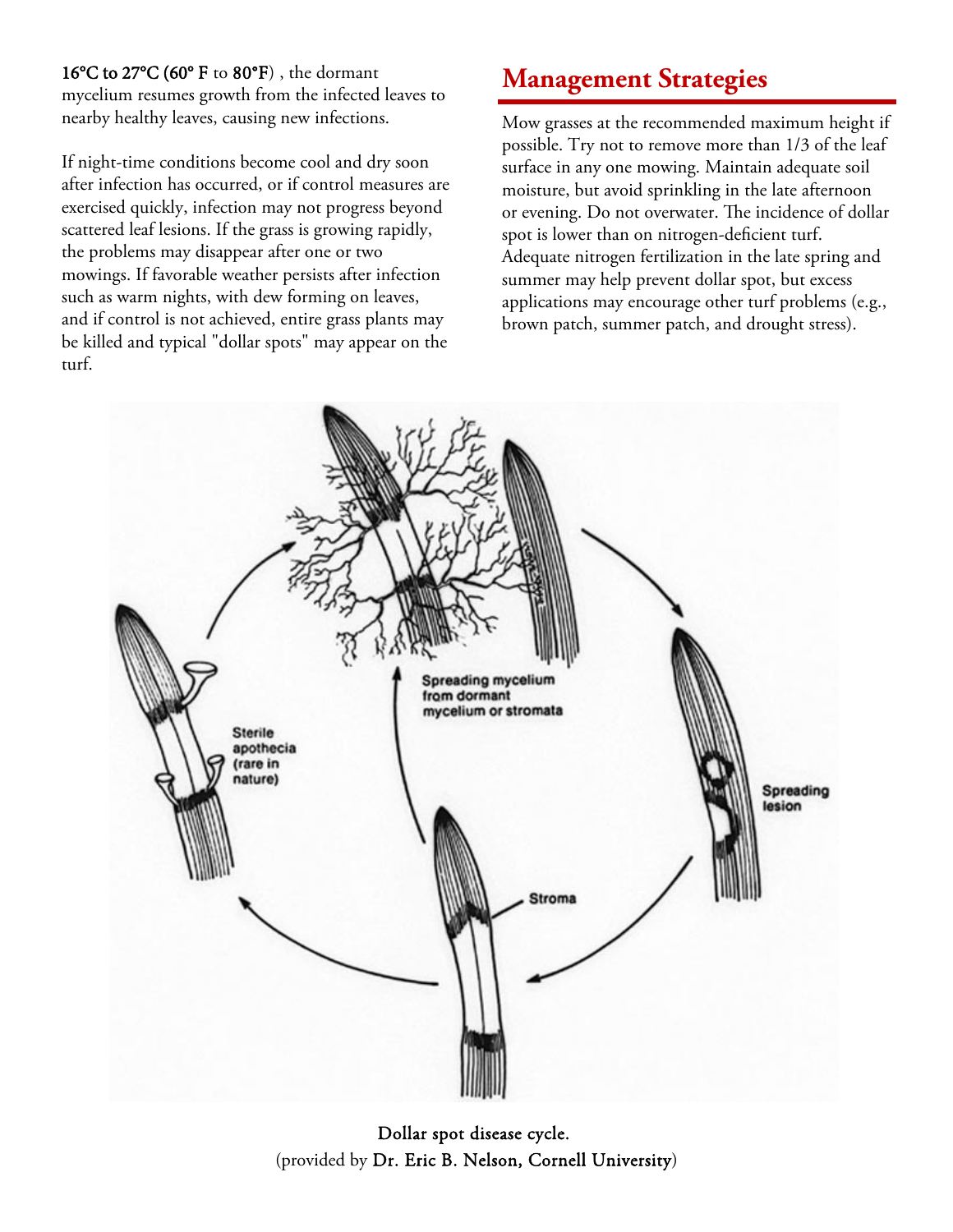**16°C to 27°C (60° F** to **80°F**) , the dormant mycelium resumes growth from the infected leaves to nearby healthy leaves, causing new infections.

If night-time conditions become cool and dry soon after infection has occurred, or if control measures are exercised quickly, infection may not progress beyond scattered leaf lesions. If the grass is growing rapidly, the problems may disappear after one or two mowings. If favorable weather persists after infection such as warm nights, with dew forming on leaves, and if control is not achieved, entire grass plants may be killed and typical "dollar spots" may appear on the turf.

## Management Strategies

Mow grasses at the recommended maximum height if possible. Try not to remove more than 1/3 of the leaf surface in any one mowing. Maintain adequate soil moisture, but avoid sprinkling in the late afternoon or evening. Do not overwater. The incidence of dollar spot is lower than on nitrogen-deficient turf. Adequate nitrogen fertilization in the late spring and summer may help prevent dollar spot, but excess applications may encourage other turf problems (e.g., brown patch, summer patch, and drought stress).

Dollar spot disease cycle.
(provided by Dr. Eric B. Nelson, Cornell University)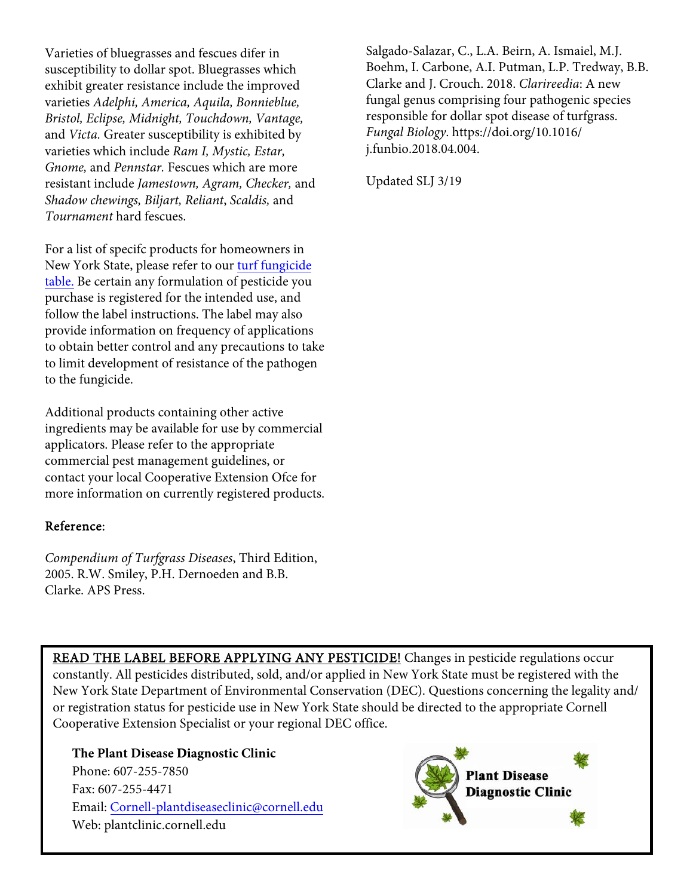Varieties of bluegrasses and fescues difer in susceptibility to dollar spot. Bluegrasses which exhibit greater resistance include the improved varieties *Adelphi, America, Aquila, Bonnieblue, Bristol, Eclipse, Midnight, Touchdown, Vantage,* and *Victa.* Greater susceptibility is exhibited by varieties which include *Ram I, Mystic, Estar, Gnome,* and *Pennstar.* Fescues which are more resistant include *Jamestown, Agram, Checker,* and *Shadow chewings, Biljart, Reliant*, *Scaldis,* and *Tournament* hard fescues.

For a list of specifc products for homeowners in New York State, please refer to our [turf fungicide table.](#) Be certain any formulation of pesticide you purchase is registered for the intended use, and follow the label instructions. The label may also provide information on frequency of applications to obtain better control and any precautions to take to limit development of resistance of the pathogen to the fungicide.

Additional products containing other active ingredients may be available for use by commercial applicators. Please refer to the appropriate commercial pest management guidelines, or contact your local Cooperative Extension Ofce for more information on currently registered products.

## Reference:

*Compendium of Turfgrass Diseases*, Third Edition, 2005. R.W. Smiley, P.H. Dernoeden and B.B. Clarke. APS Press.

Salgado-Salazar, C., L.A. Beirn, A. Ismaiel, M.J. Boehm, I. Carbone, A.I. Putman, L.P. Tredway, B.B. Clarke and J. Crouch. 2018. *Clarireedia*: A new fungal genus comprising four pathogenic species responsible for dollar spot disease of turfgrass. *Fungal Biology*. https://doi.org/10.1016/j.funbio.2018.04.004.

Updated SLJ 3/19

READ THE LABEL BEFORE APPLYING ANY PESTICIDE! Changes in pesticide regulations occur constantly. All pesticides distributed, sold, and/or applied in New York State must be registered with the New York State Department of Environmental Conservation (DEC). Questions concerning the legality and/or registration status for pesticide use in New York State should be directed to the appropriate Cornell Cooperative Extension Specialist or your regional DEC office.

**The Plant Disease Diagnostic Clinic**
Phone: 607-255-7850
Fax: 607-255-4471
Email: Cornell-plantdiseaseclinic@cornell.edu
Web: plantclinic.cornell.edu

Plant Disease Diagnostic Clinic